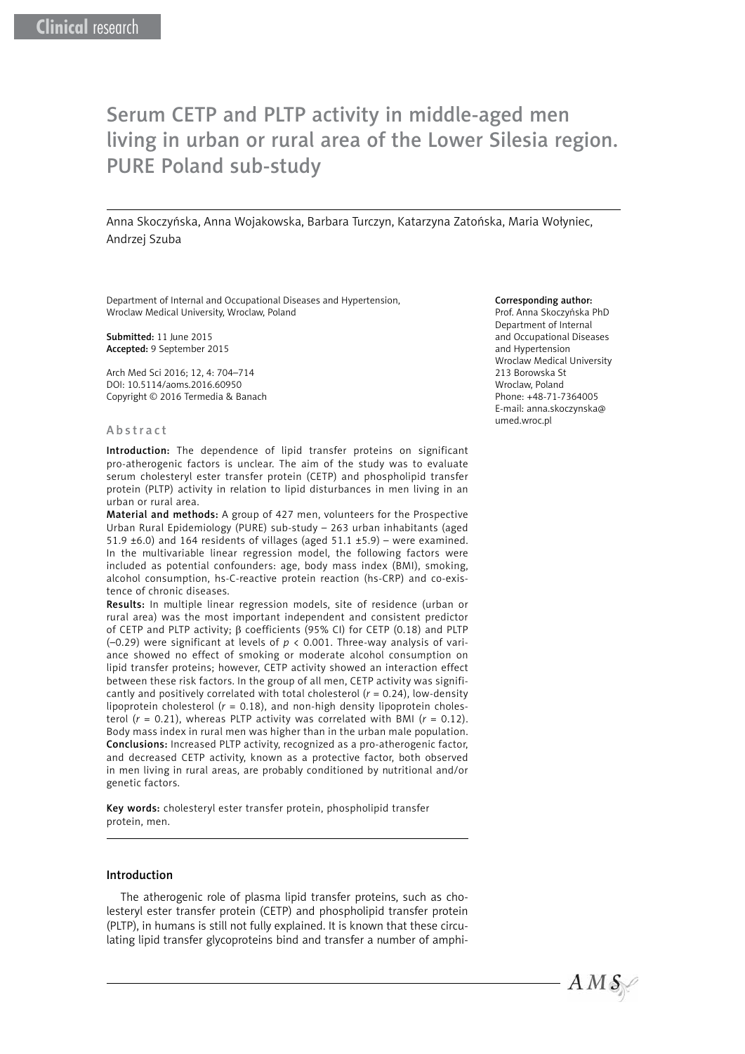Clinical research

# Serum CETP and PLTP activity in middle-aged men living in urban or rural area of the Lower Silesia region. PURE Poland sub-study

Anna Skoczyńska, Anna Wojakowska, Barbara Turczyn, Katarzyna Zatońska, Maria Wołyniec, Andrzej Szuba

Department of Internal and Occupational Diseases and Hypertension, Wroclaw Medical University, Wroclaw, Poland

**Submitted:** 11 June 2015
**Accepted:** 9 September 2015

Arch Med Sci 2016; 12, 4: 704–714
DOI: 10.5114/aoms.2016.60950
Copyright © 2016 Termedia & Banach

**Corresponding author:**
Prof. Anna Skoczyńska PhD
Department of Internal and Occupational Diseases and Hypertension
Wroclaw Medical University
213 Borowska St
Wroclaw, Poland
Phone: +48-71-7364005
E-mail: anna.skoczynska@umed.wroc.pl

## Abstract

**Introduction:** The dependence of lipid transfer proteins on significant pro-atherogenic factors is unclear. The aim of the study was to evaluate serum cholesteryl ester transfer protein (CETP) and phospholipid transfer protein (PLTP) activity in relation to lipid disturbances in men living in an urban or rural area.

**Material and methods:** A group of 427 men, volunteers for the Prospective Urban Rural Epidemiology (PURE) sub-study – 263 urban inhabitants (aged 51.9 ±6.0) and 164 residents of villages (aged 51.1 ±5.9) – were examined. In the multivariable linear regression model, the following factors were included as potential confounders: age, body mass index (BMI), smoking, alcohol consumption, hs-C-reactive protein reaction (hs-CRP) and co-existence of chronic diseases.

**Results:** In multiple linear regression models, site of residence (urban or rural area) was the most important independent and consistent predictor of CETP and PLTP activity; β coefficients (95% CI) for CETP (0.18) and PLTP (–0.29) were significant at levels of $p < 0.001$. Three-way analysis of variance showed no effect of smoking or moderate alcohol consumption on lipid transfer proteins; however, CETP activity showed an interaction effect between these risk factors. In the group of all men, CETP activity was significantly and positively correlated with total cholesterol ($r = 0.24$), low-density lipoprotein cholesterol ($r = 0.18$), and non-high density lipoprotein cholesterol ($r = 0.21$), whereas PLTP activity was correlated with BMI ($r = 0.12$). Body mass index in rural men was higher than in the urban male population.

**Conclusions:** Increased PLTP activity, recognized as a pro-atherogenic factor, and decreased CETP activity, known as a protective factor, both observed in men living in rural areas, are probably conditioned by nutritional and/or genetic factors.

**Key words:** cholesteryl ester transfer protein, phospholipid transfer protein, men.

## Introduction

The atherogenic role of plasma lipid transfer proteins, such as cholesteryl ester transfer protein (CETP) and phospholipid transfer protein (PLTP), in humans is still not fully explained. It is known that these circulating lipid transfer glycoproteins bind and transfer a number of amphi-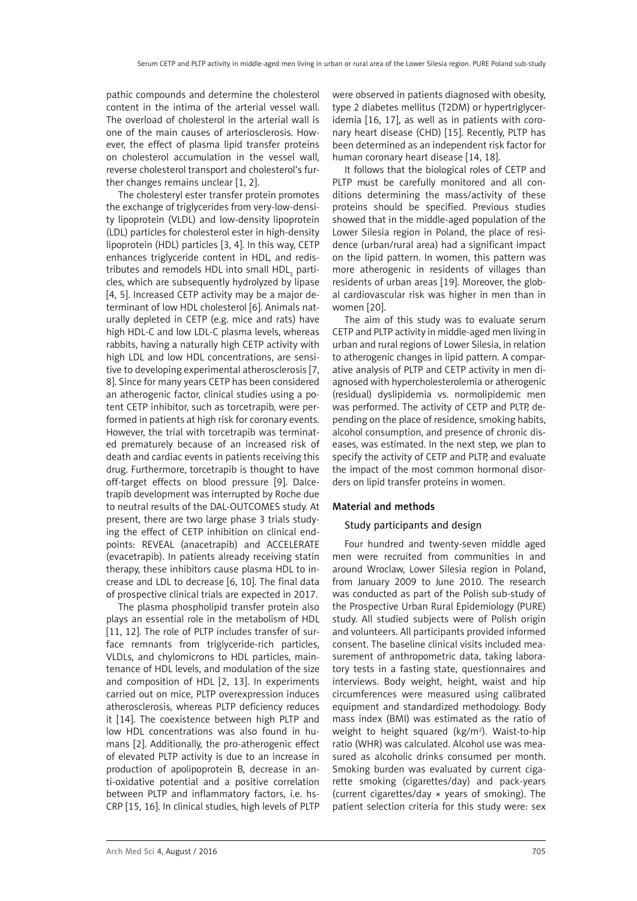pathic compounds and determine the cholesterol content in the intima of the arterial vessel wall. The overload of cholesterol in the arterial wall is one of the main causes of arteriosclerosis. However, the effect of plasma lipid transfer proteins on cholesterol accumulation in the vessel wall, reverse cholesterol transport and cholesterol's further changes remains unclear [1, 2].

The cholesteryl ester transfer protein promotes the exchange of triglycerides from very-low-density lipoprotein (VLDL) and low-density lipoprotein (LDL) particles for cholesterol ester in high-density lipoprotein (HDL) particles [3, 4]. In this way, CETP enhances triglyceride content in HDL, and redistributes and remodels HDL into small $HDL_3$ particles, which are subsequently hydrolyzed by lipase [4, 5]. Increased CETP activity may be a major determinant of low HDL cholesterol [6]. Animals naturally depleted in CETP (e.g. mice and rats) have high HDL-C and low LDL-C plasma levels, whereas rabbits, having a naturally high CETP activity with high LDL and low HDL concentrations, are sensitive to developing experimental atherosclerosis [7, 8]. Since for many years CETP has been considered an atherogenic factor, clinical studies using a potent CETP inhibitor, such as torcetrapib, were performed in patients at high risk for coronary events. However, the trial with torcetrapib was terminated prematurely because of an increased risk of death and cardiac events in patients receiving this drug. Furthermore, torcetrapib is thought to have off-target effects on blood pressure [9]. Dalcetrapib development was interrupted by Roche due to neutral results of the DAL-OUTCOMES study. At present, there are two large phase 3 trials studying the effect of CETP inhibition on clinical endpoints: REVEAL (anacetrapib) and ACCELERATE (evacetrapib). In patients already receiving statin therapy, these inhibitors cause plasma HDL to increase and LDL to decrease [6, 10]. The final data of prospective clinical trials are expected in 2017.

The plasma phospholipid transfer protein also plays an essential role in the metabolism of HDL [11, 12]. The role of PLTP includes transfer of surface remnants from triglyceride-rich particles, VLDLs, and chylomicrons to HDL particles, maintenance of HDL levels, and modulation of the size and composition of HDL [2, 13]. In experiments carried out on mice, PLTP overexpression induces atherosclerosis, whereas PLTP deficiency reduces it [14]. The coexistence between high PLTP and low HDL concentrations was also found in humans [2]. Additionally, the pro-atherogenic effect of elevated PLTP activity is due to an increase in production of apolipoprotein B, decrease in anti-oxidative potential and a positive correlation between PLTP and inflammatory factors, i.e. hs-CRP [15, 16]. In clinical studies, high levels of PLTP were observed in patients diagnosed with obesity, type 2 diabetes mellitus (T2DM) or hypertriglyceridemia [16, 17], as well as in patients with coronary heart disease (CHD) [15]. Recently, PLTP has been determined as an independent risk factor for human coronary heart disease [14, 18].

It follows that the biological roles of CETP and PLTP must be carefully monitored and all conditions determining the mass/activity of these proteins should be specified. Previous studies showed that in the middle-aged population of the Lower Silesia region in Poland, the place of residence (urban/rural area) had a significant impact on the lipid pattern. In women, this pattern was more atherogenic in residents of villages than residents of urban areas [19]. Moreover, the global cardiovascular risk was higher in men than in women [20].

The aim of this study was to evaluate serum CETP and PLTP activity in middle-aged men living in urban and rural regions of Lower Silesia, in relation to atherogenic changes in lipid pattern. A comparative analysis of PLTP and CETP activity in men diagnosed with hypercholesterolemia or atherogenic (residual) dyslipidemia vs. normolipidemic men was performed. The activity of CETP and PLTP, depending on the place of residence, smoking habits, alcohol consumption, and presence of chronic diseases, was estimated. In the next step, we plan to specify the activity of CETP and PLTP, and evaluate the impact of the most common hormonal disorders on lipid transfer proteins in women.

## Material and methods

### Study participants and design

Four hundred and twenty-seven middle aged men were recruited from communities in and around Wroclaw, Lower Silesia region in Poland, from January 2009 to June 2010. The research was conducted as part of the Polish sub-study of the Prospective Urban Rural Epidemiology (PURE) study. All studied subjects were of Polish origin and volunteers. All participants provided informed consent. The baseline clinical visits included measurement of anthropometric data, taking laboratory tests in a fasting state, questionnaires and interviews. Body weight, height, waist and hip circumferences were measured using calibrated equipment and standardized methodology. Body mass index (BMI) was estimated as the ratio of weight to height squared (kg/m$^2$). Waist-to-hip ratio (WHR) was calculated. Alcohol use was measured as alcoholic drinks consumed per month. Smoking burden was evaluated by current cigarette smoking (cigarettes/day) and pack-years (current cigarettes/day × years of smoking). The patient selection criteria for this study were: sex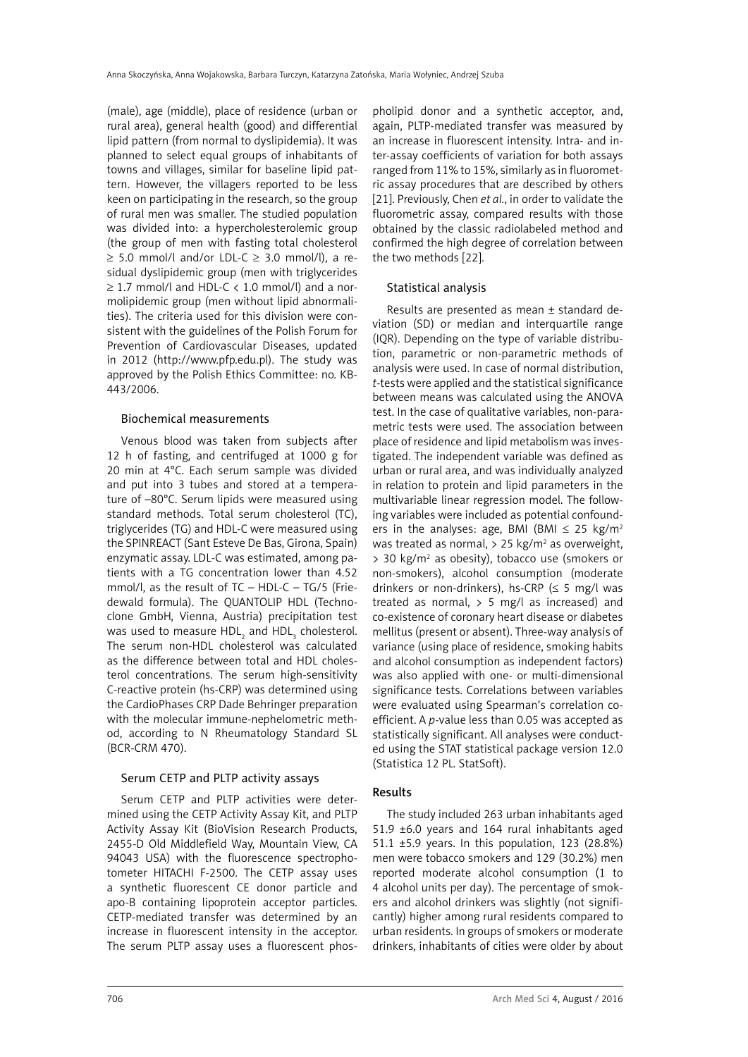(male), age (middle), place of residence (urban or rural area), general health (good) and differential lipid pattern (from normal to dyslipidemia). It was planned to select equal groups of inhabitants of towns and villages, similar for baseline lipid pattern. However, the villagers reported to be less keen on participating in the research, so the group of rural men was smaller. The studied population was divided into: a hypercholesterolemic group (the group of men with fasting total cholesterol ≥ 5.0 mmol/l and/or LDL-C ≥ 3.0 mmol/l), a residual dyslipidemic group (men with triglycerides ≥ 1.7 mmol/l and HDL-C < 1.0 mmol/l) and a normolipidemic group (men without lipid abnormalities). The criteria used for this division were consistent with the guidelines of the Polish Forum for Prevention of Cardiovascular Diseases, updated in 2012 (http://www.pfp.edu.pl). The study was approved by the Polish Ethics Committee: no. KB-443/2006.

### Biochemical measurements

Venous blood was taken from subjects after 12 h of fasting, and centrifuged at 1000 g for 20 min at 4°C. Each serum sample was divided and put into 3 tubes and stored at a temperature of –80°C. Serum lipids were measured using standard methods. Total serum cholesterol (TC), triglycerides (TG) and HDL-C were measured using the SPINREACT (Sant Esteve De Bas, Girona, Spain) enzymatic assay. LDL-C was estimated, among patients with a TG concentration lower than 4.52 mmol/l, as the result of TC – HDL-C – TG/5 (Friedewald formula). The QUANTOLIP HDL (Technoclone GmbH, Vienna, Austria) precipitation test was used to measure $HDL_2$ and $HDL_3$ cholesterol. The serum non-HDL cholesterol was calculated as the difference between total and HDL cholesterol concentrations. The serum high-sensitivity C-reactive protein (hs-CRP) was determined using the CardioPhases CRP Dade Behringer preparation with the molecular immune-nephelometric method, according to N Rheumatology Standard SL (BCR-CRM 470).

### Serum CETP and PLTP activity assays

Serum CETP and PLTP activities were determined using the CETP Activity Assay Kit, and PLTP Activity Assay Kit (BioVision Research Products, 2455-D Old Middlefield Way, Mountain View, CA 94043 USA) with the fluorescence spectrophotometer HITACHI F-2500. The CETP assay uses a synthetic fluorescent CE donor particle and apo-B containing lipoprotein acceptor particles. CETP-mediated transfer was determined by an increase in fluorescent intensity in the acceptor. The serum PLTP assay uses a fluorescent phospholipid donor and a synthetic acceptor, and, again, PLTP-mediated transfer was measured by an increase in fluorescent intensity. Intra- and inter-assay coefficients of variation for both assays ranged from 11% to 15%, similarly as in fluorometric assay procedures that are described by others [21]. Previously, Chen *et al.*, in order to validate the fluorometric assay, compared results with those obtained by the classic radiolabeled method and confirmed the high degree of correlation between the two methods [22].

### Statistical analysis

Results are presented as mean ± standard deviation (SD) or median and interquartile range (IQR). Depending on the type of variable distribution, parametric or non-parametric methods of analysis were used. In case of normal distribution, *t*-tests were applied and the statistical significance between means was calculated using the ANOVA test. In the case of qualitative variables, non-parametric tests were used. The association between place of residence and lipid metabolism was investigated. The independent variable was defined as urban or rural area, and was individually analyzed in relation to protein and lipid parameters in the multivariable linear regression model. The following variables were included as potential confounders in the analyses: age, BMI (BMI ≤ 25 kg/m$^2$ was treated as normal, > 25 kg/m$^2$ as overweight, > 30 kg/m$^2$ as obesity), tobacco use (smokers or non-smokers), alcohol consumption (moderate drinkers or non-drinkers), hs-CRP (≤ 5 mg/l was treated as normal, > 5 mg/l as increased) and co-existence of coronary heart disease or diabetes mellitus (present or absent). Three-way analysis of variance (using place of residence, smoking habits and alcohol consumption as independent factors) was also applied with one- or multi-dimensional significance tests. Correlations between variables were evaluated using Spearman's correlation coefficient. A *p*-value less than 0.05 was accepted as statistically significant. All analyses were conducted using the STAT statistical package version 12.0 (Statistica 12 PL. StatSoft).

## Results

The study included 263 urban inhabitants aged 51.9 ±6.0 years and 164 rural inhabitants aged 51.1 ±5.9 years. In this population, 123 (28.8%) men were tobacco smokers and 129 (30.2%) men reported moderate alcohol consumption (1 to 4 alcohol units per day). The percentage of smokers and alcohol drinkers was slightly (not significantly) higher among rural residents compared to urban residents. In groups of smokers or moderate drinkers, inhabitants of cities were older by about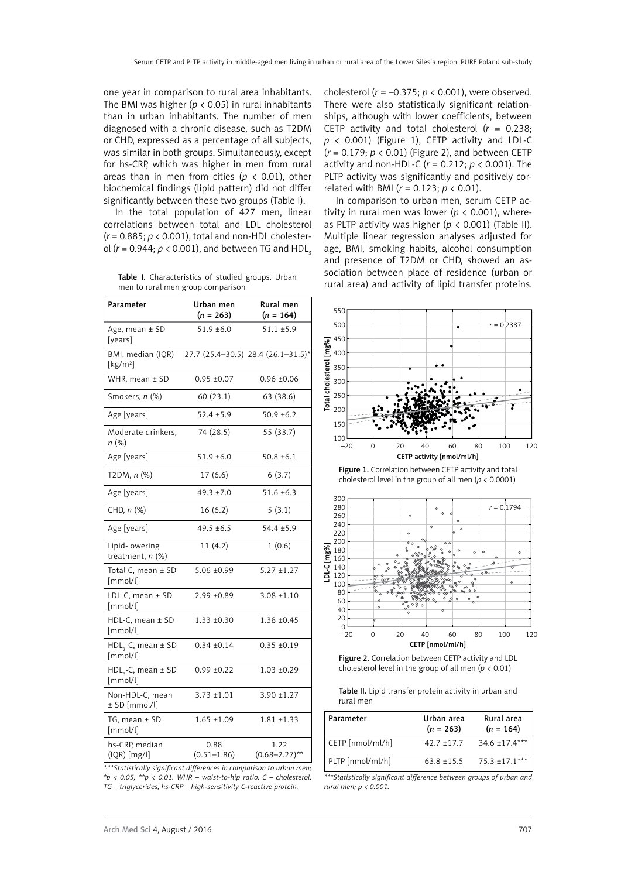one year in comparison to rural area inhabitants. The BMI was higher ($p < 0.05$) in rural inhabitants than in urban inhabitants. The number of men diagnosed with a chronic disease, such as T2DM or CHD, expressed as a percentage of all subjects, was similar in both groups. Simultaneously, except for hs-CRP, which was higher in men from rural areas than in men from cities ($p < 0.01$), other biochemical findings (lipid pattern) did not differ significantly between these two groups (Table I).

In the total population of 427 men, linear correlations between total and LDL cholesterol ($r = 0.885$; $p < 0.001$), total and non-HDL cholesterol ($r = 0.944$; $p < 0.001$), and between TG and $HDL_3$ cholesterol ($r = -0.375$; $p < 0.001$), were observed. There were also statistically significant relationships, although with lower coefficients, between CETP activity and total cholesterol ($r = 0.238$; $p < 0.001$) (Figure 1), CETP activity and LDL-C ($r = 0.179$; $p < 0.01$) (Figure 2), and between CETP activity and non-HDL-C ($r = 0.212$; $p < 0.001$). The PLTP activity was significantly and positively correlated with BMI ($r = 0.123$; $p < 0.01$).

In comparison to urban men, serum CETP activity in rural men was lower ($p < 0.001$), whereas PLTP activity was higher ($p < 0.001$) (Table II). Multiple linear regression analyses adjusted for age, BMI, smoking habits, alcohol consumption and presence of T2DM or CHD, showed an association between place of residence (urban or rural area) and activity of lipid transfer proteins.

**Table I.** Characteristics of studied groups. Urban men to rural men group comparison

| Parameter | Urban men ($n$ = 263) | Rural men ($n$ = 164) |
|---|---|---|
| Age, mean ± SD [years] | 51.9 ±6.0 | 51.1 ±5.9 |
| BMI, median (IQR) [kg/m²] | 27.7 (25.4–30.5) | 28.4 (26.1–31.5)* |
| WHR, mean ± SD | 0.95 ±0.07 | 0.96 ±0.06 |
| Smokers, $n$ (%) | 60 (23.1) | 63 (38.6) |
| Age [years] | 52.4 ±5.9 | 50.9 ±6.2 |
| Moderate drinkers, $n$ (%) | 74 (28.5) | 55 (33.7) |
| Age [years] | 51.9 ±6.0 | 50.8 ±6.1 |
| T2DM, $n$ (%) | 17 (6.6) | 6 (3.7) |
| Age [years] | 49.3 ±7.0 | 51.6 ±6.3 |
| CHD, $n$ (%) | 16 (6.2) | 5 (3.1) |
| Age [years] | 49.5 ±6.5 | 54.4 ±5.9 |
| Lipid-lowering treatment, $n$ (%) | 11 (4.2) | 1 (0.6) |
| Total C, mean ± SD [mmol/l] | 5.06 ±0.99 | 5.27 ±1.27 |
| LDL-C, mean ± SD [mmol/l] | 2.99 ±0.89 | 3.08 ±1.10 |
| HDL-C, mean ± SD [mmol/l] | 1.33 ±0.30 | 1.38 ±0.45 |
| $HDL_2$-C, mean ± SD [mmol/l] | 0.34 ±0.14 | 0.35 ±0.19 |
| $HDL_3$-C, mean ± SD [mmol/l] | 0.99 ±0.22 | 1.03 ±0.29 |
| Non-HDL-C, mean ± SD [mmol/l] | 3.73 ±1.01 | 3.90 ±1.27 |
| TG, mean ± SD [mmol/l] | 1.65 ±1.09 | 1.81 ±1.33 |
| hs-CRP, median (IQR) [mg/l] | 0.88 (0.51–1.86) | 1.22 (0.68–2.27)** |

*\*\*\*Statistically significant differences in comparison to urban men; \*p < 0.05; \*\*p < 0.01. WHR – waist-to-hip ratio, C – cholesterol, TG – triglycerides, hs-CRP – high-sensitivity C-reactive protein.*

**Figure 1.** Correlation between CETP activity and total cholesterol level in the group of all men ($p < 0.0001$)

**Figure 2.** Correlation between CETP activity and LDL cholesterol level in the group of all men ($p < 0.01$)

**Table II.** Lipid transfer protein activity in urban and rural men

| Parameter | Urban area ($n$ = 263) | Rural area ($n$ = 164) |
|---|---|---|
| CETP [nmol/ml/h] | 42.7 ±17.7 | 34.6 ±17.4*** |
| PLTP [nmol/ml/h] | 63.8 ±15.5 | 75.3 ±17.1*** |

*\*\*\*Statistically significant difference between groups of urban and rural men; p < 0.001.*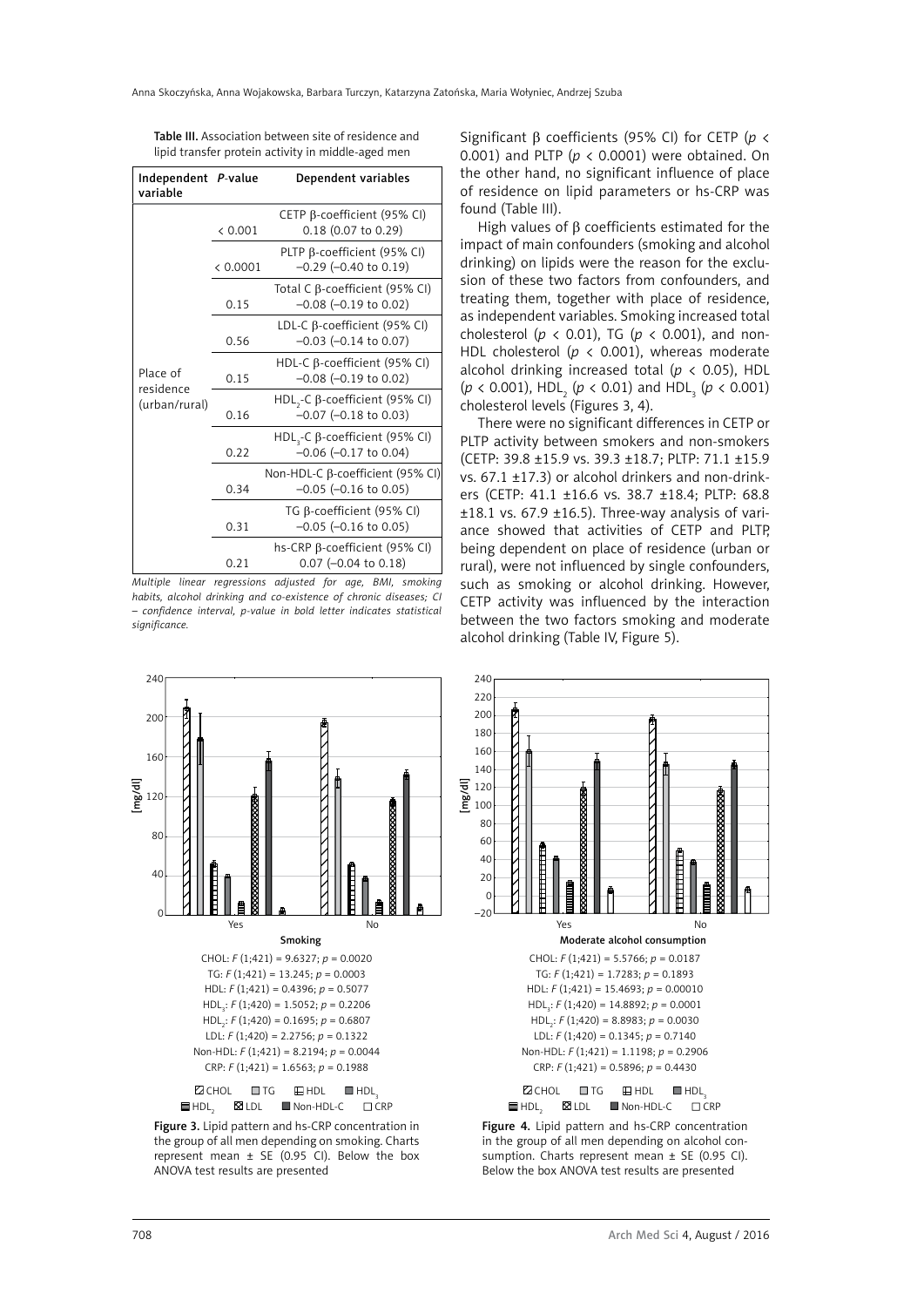Table III. Association between site of residence and lipid transfer protein activity in middle-aged men

| Independent variable | *P*-value | Dependent variables |
|---|---|---|
| Place of residence (urban/rural) | < 0.001 | CETP β-coefficient (95% CI) 0.18 (0.07 to 0.29) |
| | < 0.0001 | PLTP β-coefficient (95% CI) –0.29 (–0.40 to 0.19) |
| | 0.15 | Total C β-coefficient (95% CI) –0.08 (–0.19 to 0.02) |
| | 0.56 | LDL-C β-coefficient (95% CI) –0.03 (–0.14 to 0.07) |
| | 0.15 | HDL-C β-coefficient (95% CI) –0.08 (–0.19 to 0.02) |
| | 0.16 | $HDL_2$-C β-coefficient (95% CI) –0.07 (–0.18 to 0.03) |
| | 0.22 | $HDL_3$-C β-coefficient (95% CI) –0.06 (–0.17 to 0.04) |
| | 0.34 | Non-HDL-C β-coefficient (95% CI) –0.05 (–0.16 to 0.05) |
| | 0.31 | TG β-coefficient (95% CI) –0.05 (–0.16 to 0.05) |
| | 0.21 | hs-CRP β-coefficient (95% CI) 0.07 (–0.04 to 0.18) |

*Multiple linear regressions adjusted for age, BMI, smoking habits, alcohol drinking and co-existence of chronic diseases; CI – confidence interval, p-value in bold letter indicates statistical significance.*

Significant β coefficients (95% CI) for CETP ($p < 0.001$) and PLTP ($p < 0.0001$) were obtained. On the other hand, no significant influence of place of residence on lipid parameters or hs-CRP was found (Table III).

High values of β coefficients estimated for the impact of main confounders (smoking and alcohol drinking) on lipids were the reason for the exclusion of these two factors from confounders, and treating them, together with place of residence, as independent variables. Smoking increased total cholesterol ($p < 0.01$), TG ($p < 0.001$), and non-HDL cholesterol ($p < 0.001$), whereas moderate alcohol drinking increased total ($p < 0.05$), HDL ($p < 0.001$), $HDL_2$ ($p < 0.01$) and $HDL_3$ ($p < 0.001$) cholesterol levels (Figures 3, 4).

There were no significant differences in CETP or PLTP activity between smokers and non-smokers (CETP: 39.8 ±15.9 vs. 39.3 ±18.7; PLTP: 71.1 ±15.9 vs. 67.1 ±17.3) or alcohol drinkers and non-drinkers (CETP: 41.1 ±16.6 vs. 38.7 ±18.4; PLTP: 68.8 ±18.1 vs. 67.9 ±16.5). Three-way analysis of variance showed that activities of CETP and PLTP, being dependent on place of residence (urban or rural), were not influenced by single confounders, such as smoking or alcohol drinking. However, CETP activity was influenced by the interaction between the two factors smoking and moderate alcohol drinking (Table IV, Figure 5).

Smoking

CHOL: $F(1;421) = 9.6327$; $p = 0.0020$
TG: $F(1;421) = 13.245$; $p = 0.0003$
HDL: $F(1;421) = 0.4396$; $p = 0.5077$
$HDL_3$: $F(1;420) = 1.5052$; $p = 0.2206$
$HDL_2$: $F(1;420) = 0.1695$; $p = 0.6807$
LDL: $F(1;420) = 2.2756$; $p = 0.1322$
Non-HDL: $F(1;421) = 8.2194$; $p = 0.0044$
CRP: $F(1;421) = 1.6563$; $p = 0.1988$

Figure 3. Lipid pattern and hs-CRP concentration in the group of all men depending on smoking. Charts represent mean ± SE (0.95 CI). Below the box ANOVA test results are presented

Moderate alcohol consumption

CHOL: $F(1;421) = 5.5766$; $p = 0.0187$
TG: $F(1;421) = 1.7283$; $p = 0.1893$
HDL: $F(1;421) = 15.4693$; $p = 0.00010$
$HDL_3$: $F(1;420) = 14.8892$; $p = 0.0001$
$HDL_2$: $F(1;420) = 8.8983$; $p = 0.0030$
LDL: $F(1;420) = 0.1345$; $p = 0.7140$
Non-HDL: $F(1;421) = 1.1198$; $p = 0.2906$
CRP: $F(1;421) = 0.5896$; $p = 0.4430$

Figure 4. Lipid pattern and hs-CRP concentration in the group of all men depending on alcohol consumption. Charts represent mean ± SE (0.95 CI). Below the box ANOVA test results are presented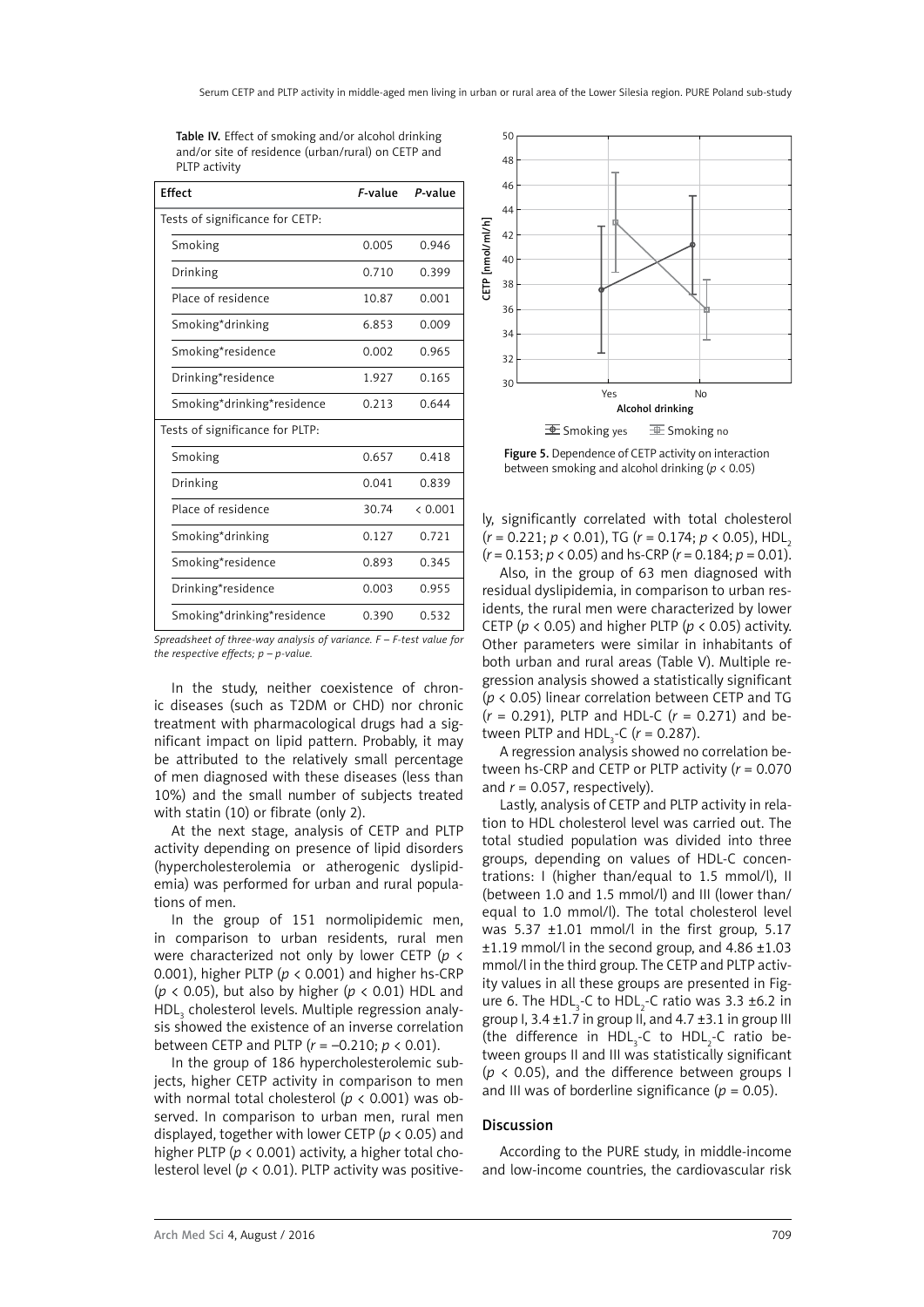**Table IV.** Effect of smoking and/or alcohol drinking and/or site of residence (urban/rural) on CETP and PLTP activity

| Effect | *F*-value | *P*-value |
|---|---|---|
| Tests of significance for CETP: | | |
| Smoking | 0.005 | 0.946 |
| Drinking | 0.710 | 0.399 |
| Place of residence | 10.87 | 0.001 |
| Smoking*drinking | 6.853 | 0.009 |
| Smoking*residence | 0.002 | 0.965 |
| Drinking*residence | 1.927 | 0.165 |
| Smoking*drinking*residence | 0.213 | 0.644 |
| Tests of significance for PLTP: | | |
| Smoking | 0.657 | 0.418 |
| Drinking | 0.041 | 0.839 |
| Place of residence | 30.74 | < 0.001 |
| Smoking*drinking | 0.127 | 0.721 |
| Smoking*residence | 0.893 | 0.345 |
| Drinking*residence | 0.003 | 0.955 |
| Smoking*drinking*residence | 0.390 | 0.532 |

*Spreadsheet of three-way analysis of variance. F – F-test value for the respective effects; p – p-value.*

In the study, neither coexistence of chronic diseases (such as T2DM or CHD) nor chronic treatment with pharmacological drugs had a significant impact on lipid pattern. Probably, it may be attributed to the relatively small percentage of men diagnosed with these diseases (less than 10%) and the small number of subjects treated with statin (10) or fibrate (only 2).

At the next stage, analysis of CETP and PLTP activity depending on presence of lipid disorders (hypercholesterolemia or atherogenic dyslipidemia) was performed for urban and rural populations of men.

In the group of 151 normolipidemic men, in comparison to urban residents, rural men were characterized not only by lower CETP ($p < 0.001$), higher PLTP ($p < 0.001$) and higher hs-CRP ($p < 0.05$), but also by higher ($p < 0.01$) HDL and $HDL_3$ cholesterol levels. Multiple regression analysis showed the existence of an inverse correlation between CETP and PLTP ($r = -0.210$; $p < 0.01$).

In the group of 186 hypercholesterolemic subjects, higher CETP activity in comparison to men with normal total cholesterol ($p < 0.001$) was observed. In comparison to urban men, rural men displayed, together with lower CETP ($p < 0.05$) and higher PLTP ($p < 0.001$) activity, a higher total cholesterol level ($p < 0.01$). PLTP activity was positively, significantly correlated with total cholesterol ($r = 0.221$; $p < 0.01$), TG ($r = 0.174$; $p < 0.05$), $HDL_2$ ($r = 0.153$; $p < 0.05$) and hs-CRP ($r = 0.184$; $p = 0.01$).

Figure 5. Dependence of CETP activity on interaction between smoking and alcohol drinking ($p < 0.05$)

Also, in the group of 63 men diagnosed with residual dyslipidemia, in comparison to urban residents, the rural men were characterized by lower CETP ($p < 0.05$) and higher PLTP ($p < 0.05$) activity. Other parameters were similar in inhabitants of both urban and rural areas (Table V). Multiple regression analysis showed a statistically significant ($p < 0.05$) linear correlation between CETP and TG ($r = 0.291$), PLTP and HDL-C ($r = 0.271$) and between PLTP and $HDL_3$-C ($r = 0.287$).

A regression analysis showed no correlation between hs-CRP and CETP or PLTP activity ($r = 0.070$ and $r = 0.057$, respectively).

Lastly, analysis of CETP and PLTP activity in relation to HDL cholesterol level was carried out. The total studied population was divided into three groups, depending on values of HDL-C concentrations: I (higher than/equal to 1.5 mmol/l), II (between 1.0 and 1.5 mmol/l) and III (lower than/equal to 1.0 mmol/l). The total cholesterol level was 5.37 ±1.01 mmol/l in the first group, 5.17 ±1.19 mmol/l in the second group, and 4.86 ±1.03 mmol/l in the third group. The CETP and PLTP activity values in all these groups are presented in Figure 6. The $HDL_3$-C to $HDL_2$-C ratio was 3.3 ±6.2 in group I, 3.4 ±1.7 in group II, and 4.7 ±3.1 in group III (the difference in $HDL_3$-C to $HDL_2$-C ratio between groups II and III was statistically significant ($p < 0.05$), and the difference between groups I and III was of borderline significance ($p = 0.05$).

## Discussion

According to the PURE study, in middle-income and low-income countries, the cardiovascular risk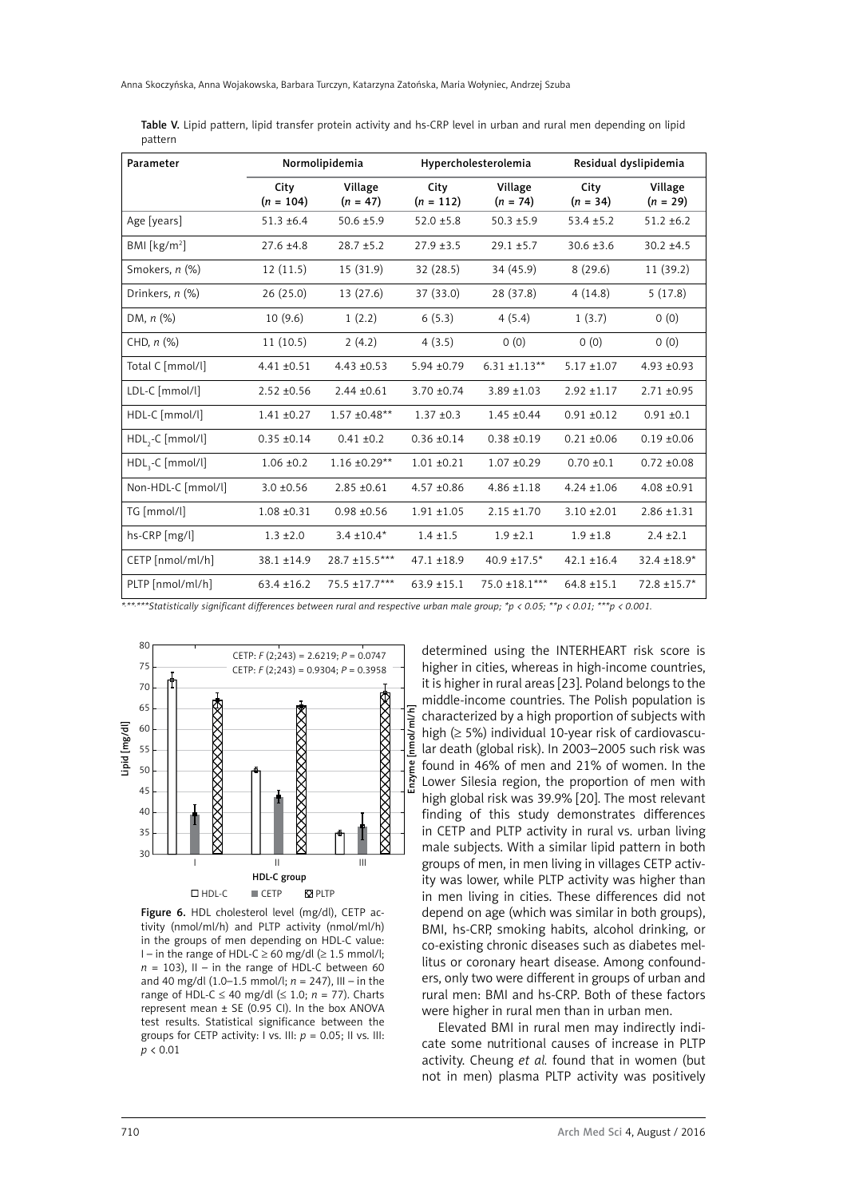Table V. Lipid pattern, lipid transfer protein activity and hs-CRP level in urban and rural men depending on lipid pattern

| Parameter | Normolipidemia | | Hypercholesterolemia | | Residual dyslipidemia | |
|---|---|---|---|---|---|---|
| | City ($n$ = 104) | Village ($n$ = 47) | City ($n$ = 112) | Village ($n$ = 74) | City ($n$ = 34) | Village ($n$ = 29) |
| Age [years] | 51.3 ±6.4 | 50.6 ±5.9 | 52.0 ±5.8 | 50.3 ±5.9 | 53.4 ±5.2 | 51.2 ±6.2 |
| BMI [kg/m$^2$] | 27.6 ±4.8 | 28.7 ±5.2 | 27.9 ±3.5 | 29.1 ±5.7 | 30.6 ±3.6 | 30.2 ±4.5 |
| Smokers, $n$ (%) | 12 (11.5) | 15 (31.9) | 32 (28.5) | 34 (45.9) | 8 (29.6) | 11 (39.2) |
| Drinkers, $n$ (%) | 26 (25.0) | 13 (27.6) | 37 (33.0) | 28 (37.8) | 4 (14.8) | 5 (17.8) |
| DM, $n$ (%) | 10 (9.6) | 1 (2.2) | 6 (5.3) | 4 (5.4) | 1 (3.7) | 0 (0) |
| CHD, $n$ (%) | 11 (10.5) | 2 (4.2) | 4 (3.5) | 0 (0) | 0 (0) | 0 (0) |
| Total C [mmol/l] | 4.41 ±0.51 | 4.43 ±0.53 | 5.94 ±0.79 | 6.31 ±1.13** | 5.17 ±1.07 | 4.93 ±0.93 |
| LDL-C [mmol/l] | 2.52 ±0.56 | 2.44 ±0.61 | 3.70 ±0.74 | 3.89 ±1.03 | 2.92 ±1.17 | 2.71 ±0.95 |
| HDL-C [mmol/l] | 1.41 ±0.27 | 1.57 ±0.48** | 1.37 ±0.3 | 1.45 ±0.44 | 0.91 ±0.12 | 0.91 ±0.1 |
| $HDL_2$-C [mmol/l] | 0.35 ±0.14 | 0.41 ±0.2 | 0.36 ±0.14 | 0.38 ±0.19 | 0.21 ±0.06 | 0.19 ±0.06 |
| $HDL_3$-C [mmol/l] | 1.06 ±0.2 | 1.16 ±0.29** | 1.01 ±0.21 | 1.07 ±0.29 | 0.70 ±0.1 | 0.72 ±0.08 |
| Non-HDL-C [mmol/l] | 3.0 ±0.56 | 2.85 ±0.61 | 4.57 ±0.86 | 4.86 ±1.18 | 4.24 ±1.06 | 4.08 ±0.91 |
| TG [mmol/l] | 1.08 ±0.31 | 0.98 ±0.56 | 1.91 ±1.05 | 2.15 ±1.70 | 3.10 ±2.01 | 2.86 ±1.31 |
| hs-CRP [mg/l] | 1.3 ±2.0 | 3.4 ±10.4* | 1.4 ±1.5 | 1.9 ±2.1 | 1.9 ±1.8 | 2.4 ±2.1 |
| CETP [nmol/ml/h] | 38.1 ±14.9 | 28.7 ±15.5*** | 47.1 ±18.9 | 40.9 ±17.5* | 42.1 ±16.4 | 32.4 ±18.9* |
| PLTP [nmol/ml/h] | 63.4 ±16.2 | 75.5 ±17.7*** | 63.9 ±15.1 | 75.0 ±18.1*** | 64.8 ±15.1 | 72.8 ±15.7* |

*,**,***Statistically significant differences between rural and respective urban male group; *$p$ < 0.05; **$p$ < 0.01; ***$p$ < 0.001.*

Figure 6. HDL cholesterol level (mg/dl), CETP activity (nmol/ml/h) and PLTP activity (nmol/ml/h) in the groups of men depending on HDL-C value: I – in the range of HDL-C ≥ 60 mg/dl (≥ 1.5 mmol/l; $n$ = 103), II – in the range of HDL-C between 60 and 40 mg/dl (1.0–1.5 mmol/l; $n$ = 247), III – in the range of HDL-C ≤ 40 mg/dl (≤ 1.0; $n$ = 77). Charts represent mean ± SE (0.95 CI). In the box ANOVA test results. Statistical significance between the groups for CETP activity: I vs. III: $p$ = 0.05; II vs. III: $p$ < 0.01

determined using the INTERHEART risk score is higher in cities, whereas in high-income countries, it is higher in rural areas [23]. Poland belongs to the middle-income countries. The Polish population is characterized by a high proportion of subjects with high (≥ 5%) individual 10-year risk of cardiovascular death (global risk). In 2003–2005 such risk was found in 46% of men and 21% of women. In the Lower Silesia region, the proportion of men with high global risk was 39.9% [20]. The most relevant finding of this study demonstrates differences in CETP and PLTP activity in rural vs. urban living male subjects. With a similar lipid pattern in both groups of men, in men living in villages CETP activity was lower, while PLTP activity was higher than in men living in cities. These differences did not depend on age (which was similar in both groups), BMI, hs-CRP, smoking habits, alcohol drinking, or co-existing chronic diseases such as diabetes mellitus or coronary heart disease. Among confounders, only two were different in groups of urban and rural men: BMI and hs-CRP. Both of these factors were higher in rural men than in urban men.

Elevated BMI in rural men may indirectly indicate some nutritional causes of increase in PLTP activity. Cheung *et al.* found that in women (but not in men) plasma PLTP activity was positively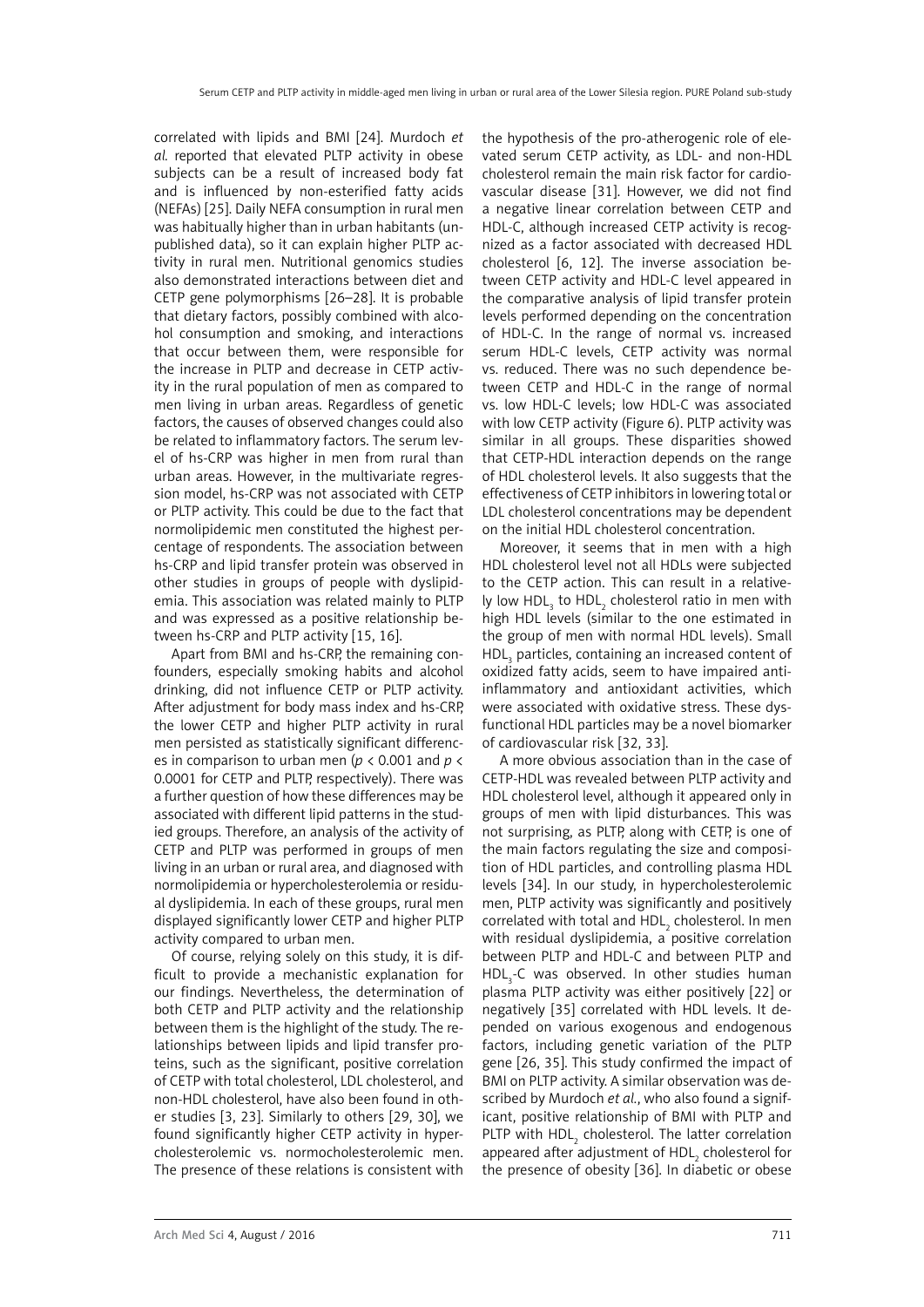correlated with lipids and BMI [24]. Murdoch *et al.* reported that elevated PLTP activity in obese subjects can be a result of increased body fat and is influenced by non-esterified fatty acids (NEFAs) [25]. Daily NEFA consumption in rural men was habitually higher than in urban habitants (unpublished data), so it can explain higher PLTP activity in rural men. Nutritional genomics studies also demonstrated interactions between diet and CETP gene polymorphisms [26–28]. It is probable that dietary factors, possibly combined with alcohol consumption and smoking, and interactions that occur between them, were responsible for the increase in PLTP and decrease in CETP activity in the rural population of men as compared to men living in urban areas. Regardless of genetic factors, the causes of observed changes could also be related to inflammatory factors. The serum level of hs-CRP was higher in men from rural than urban areas. However, in the multivariate regression model, hs-CRP was not associated with CETP or PLTP activity. This could be due to the fact that normolipidemic men constituted the highest percentage of respondents. The association between hs-CRP and lipid transfer protein was observed in other studies in groups of people with dyslipidemia. This association was related mainly to PLTP and was expressed as a positive relationship between hs-CRP and PLTP activity [15, 16].

Apart from BMI and hs-CRP, the remaining confounders, especially smoking habits and alcohol drinking, did not influence CETP or PLTP activity. After adjustment for body mass index and hs-CRP, the lower CETP and higher PLTP activity in rural men persisted as statistically significant differences in comparison to urban men ($p < 0.001$ and $p < 0.0001$ for CETP and PLTP, respectively). There was a further question of how these differences may be associated with different lipid patterns in the studied groups. Therefore, an analysis of the activity of CETP and PLTP was performed in groups of men living in an urban or rural area, and diagnosed with normolipidemia or hypercholesterolemia or residual dyslipidemia. In each of these groups, rural men displayed significantly lower CETP and higher PLTP activity compared to urban men.

Of course, relying solely on this study, it is difficult to provide a mechanistic explanation for our findings. Nevertheless, the determination of both CETP and PLTP activity and the relationship between them is the highlight of the study. The relationships between lipids and lipid transfer proteins, such as the significant, positive correlation of CETP with total cholesterol, LDL cholesterol, and non-HDL cholesterol, have also been found in other studies [3, 23]. Similarly to others [29, 30], we found significantly higher CETP activity in hypercholesterolemic vs. normocholesterolemic men. The presence of these relations is consistent with the hypothesis of the pro-atherogenic role of elevated serum CETP activity, as LDL- and non-HDL cholesterol remain the main risk factor for cardiovascular disease [31]. However, we did not find a negative linear correlation between CETP and HDL-C, although increased CETP activity is recognized as a factor associated with decreased HDL cholesterol [6, 12]. The inverse association between CETP activity and HDL-C level appeared in the comparative analysis of lipid transfer protein levels performed depending on the concentration of HDL-C. In the range of normal vs. increased serum HDL-C levels, CETP activity was normal vs. reduced. There was no such dependence between CETP and HDL-C in the range of normal vs. low HDL-C levels; low HDL-C was associated with low CETP activity (Figure 6). PLTP activity was similar in all groups. These disparities showed that CETP-HDL interaction depends on the range of HDL cholesterol levels. It also suggests that the effectiveness of CETP inhibitors in lowering total or LDL cholesterol concentrations may be dependent on the initial HDL cholesterol concentration.

Moreover, it seems that in men with a high HDL cholesterol level not all HDLs were subjected to the CETP action. This can result in a relatively low $HDL_3$ to $HDL_2$ cholesterol ratio in men with high HDL levels (similar to the one estimated in the group of men with normal HDL levels). Small $HDL_3$ particles, containing an increased content of oxidized fatty acids, seem to have impaired anti-inflammatory and antioxidant activities, which were associated with oxidative stress. These dysfunctional HDL particles may be a novel biomarker of cardiovascular risk [32, 33].

A more obvious association than in the case of CETP-HDL was revealed between PLTP activity and HDL cholesterol level, although it appeared only in groups of men with lipid disturbances. This was not surprising, as PLTP, along with CETP, is one of the main factors regulating the size and composition of HDL particles, and controlling plasma HDL levels [34]. In our study, in hypercholesterolemic men, PLTP activity was significantly and positively correlated with total and $HDL_2$ cholesterol. In men with residual dyslipidemia, a positive correlation between PLTP and HDL-C and between PLTP and $HDL_3$-C was observed. In other studies human plasma PLTP activity was either positively [22] or negatively [35] correlated with HDL levels. It depended on various exogenous and endogenous factors, including genetic variation of the PLTP gene [26, 35]. This study confirmed the impact of BMI on PLTP activity. A similar observation was described by Murdoch *et al.*, who also found a significant, positive relationship of BMI with PLTP and PLTP with $HDL_2$ cholesterol. The latter correlation appeared after adjustment of $HDL_2$ cholesterol for the presence of obesity [36]. In diabetic or obese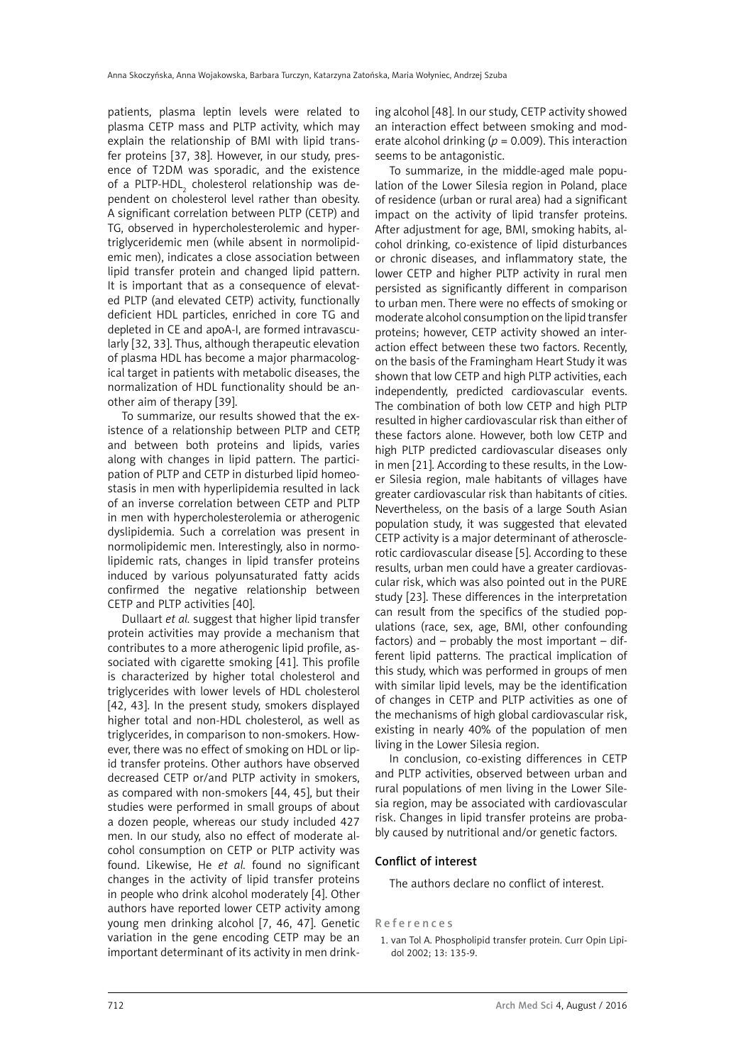patients, plasma leptin levels were related to plasma CETP mass and PLTP activity, which may explain the relationship of BMI with lipid transfer proteins [37, 38]. However, in our study, presence of T2DM was sporadic, and the existence of a PLTP-$HDL_2$ cholesterol relationship was dependent on cholesterol level rather than obesity. A significant correlation between PLTP (CETP) and TG, observed in hypercholesterolemic and hypertriglyceridemic men (while absent in normolipidemic men), indicates a close association between lipid transfer protein and changed lipid pattern. It is important that as a consequence of elevated PLTP (and elevated CETP) activity, functionally deficient HDL particles, enriched in core TG and depleted in CE and apoA-I, are formed intravascularly [32, 33]. Thus, although therapeutic elevation of plasma HDL has become a major pharmacological target in patients with metabolic diseases, the normalization of HDL functionality should be another aim of therapy [39].

To summarize, our results showed that the existence of a relationship between PLTP and CETP, and between both proteins and lipids, varies along with changes in lipid pattern. The participation of PLTP and CETP in disturbed lipid homeostasis in men with hyperlipidemia resulted in lack of an inverse correlation between CETP and PLTP in men with hypercholesterolemia or atherogenic dyslipidemia. Such a correlation was present in normolipidemic men. Interestingly, also in normolipidemic rats, changes in lipid transfer proteins induced by various polyunsaturated fatty acids confirmed the negative relationship between CETP and PLTP activities [40].

Dullaart *et al.* suggest that higher lipid transfer protein activities may provide a mechanism that contributes to a more atherogenic lipid profile, associated with cigarette smoking [41]. This profile is characterized by higher total cholesterol and triglycerides with lower levels of HDL cholesterol [42, 43]. In the present study, smokers displayed higher total and non-HDL cholesterol, as well as triglycerides, in comparison to non-smokers. However, there was no effect of smoking on HDL or lipid transfer proteins. Other authors have observed decreased CETP or/and PLTP activity in smokers, as compared with non-smokers [44, 45], but their studies were performed in small groups of about a dozen people, whereas our study included 427 men. In our study, also no effect of moderate alcohol consumption on CETP or PLTP activity was found. Likewise, He *et al.* found no significant changes in the activity of lipid transfer proteins in people who drink alcohol moderately [4]. Other authors have reported lower CETP activity among young men drinking alcohol [7, 46, 47]. Genetic variation in the gene encoding CETP may be an important determinant of its activity in men drinking alcohol [48]. In our study, CETP activity showed an interaction effect between smoking and moderate alcohol drinking ($p$ = 0.009). This interaction seems to be antagonistic.

To summarize, in the middle-aged male population of the Lower Silesia region in Poland, place of residence (urban or rural area) had a significant impact on the activity of lipid transfer proteins. After adjustment for age, BMI, smoking habits, alcohol drinking, co-existence of lipid disturbances or chronic diseases, and inflammatory state, the lower CETP and higher PLTP activity in rural men persisted as significantly different in comparison to urban men. There were no effects of smoking or moderate alcohol consumption on the lipid transfer proteins; however, CETP activity showed an interaction effect between these two factors. Recently, on the basis of the Framingham Heart Study it was shown that low CETP and high PLTP activities, each independently, predicted cardiovascular events. The combination of both low CETP and high PLTP resulted in higher cardiovascular risk than either of these factors alone. However, both low CETP and high PLTP predicted cardiovascular diseases only in men [21]. According to these results, in the Lower Silesia region, male habitants of villages have greater cardiovascular risk than habitants of cities. Nevertheless, on the basis of a large South Asian population study, it was suggested that elevated CETP activity is a major determinant of atherosclerotic cardiovascular disease [5]. According to these results, urban men could have a greater cardiovascular risk, which was also pointed out in the PURE study [23]. These differences in the interpretation can result from the specifics of the studied populations (race, sex, age, BMI, other confounding factors) and – probably the most important – different lipid patterns. The practical implication of this study, which was performed in groups of men with similar lipid levels, may be the identification of changes in CETP and PLTP activities as one of the mechanisms of high global cardiovascular risk, existing in nearly 40% of the population of men living in the Lower Silesia region.

In conclusion, co-existing differences in CETP and PLTP activities, observed between urban and rural populations of men living in the Lower Silesia region, may be associated with cardiovascular risk. Changes in lipid transfer proteins are probably caused by nutritional and/or genetic factors.

## Conflict of interest

The authors declare no conflict of interest.

## References

1. van Tol A. Phospholipid transfer protein. Curr Opin Lipidol 2002; 13: 135-9.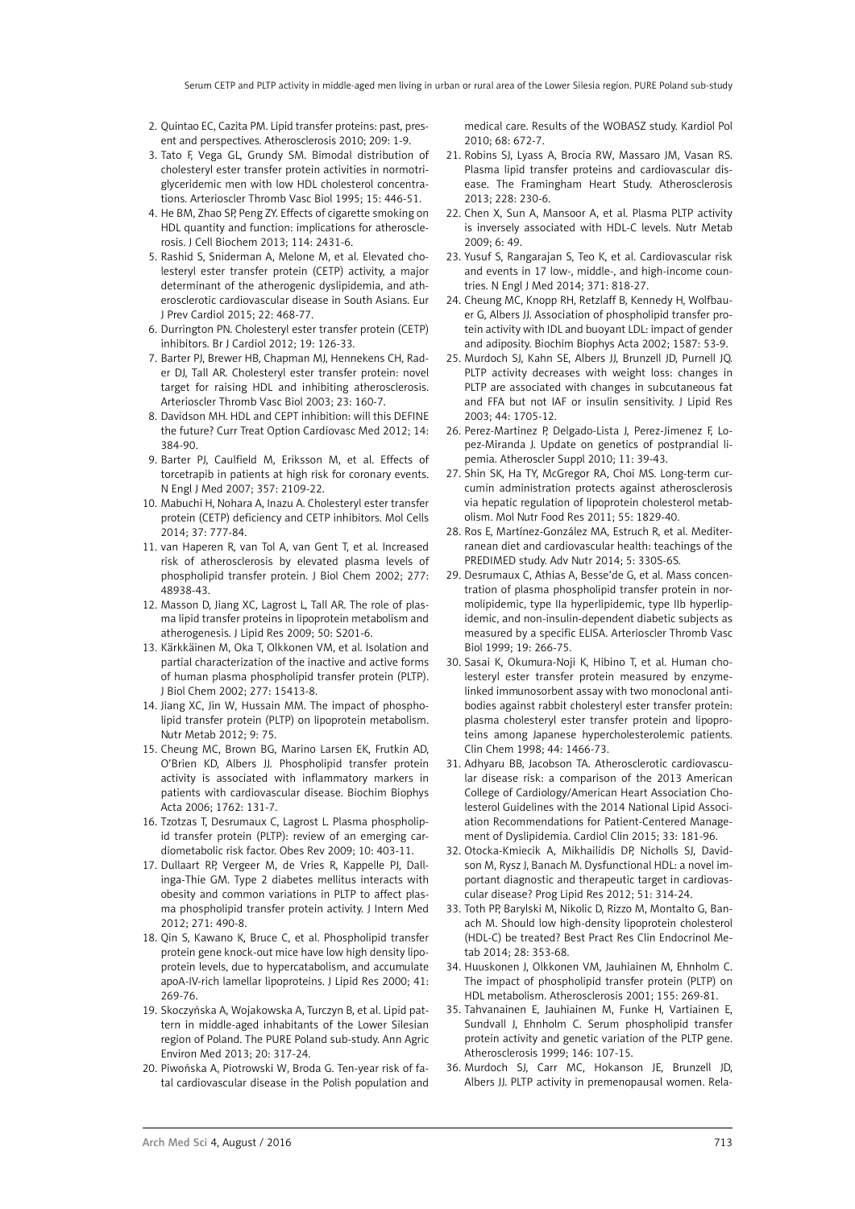2. Quintao EC, Cazita PM. Lipid transfer proteins: past, present and perspectives. Atherosclerosis 2010; 209: 1-9.
3. Tato F, Vega GL, Grundy SM. Bimodal distribution of cholesteryl ester transfer protein activities in normotriglyceridemic men with low HDL cholesterol concentrations. Arterioscler Thromb Vasc Biol 1995; 15: 446-51.
4. He BM, Zhao SP, Peng ZY. Effects of cigarette smoking on HDL quantity and function: implications for atherosclerosis. J Cell Biochem 2013; 114: 2431-6.
5. Rashid S, Sniderman A, Melone M, et al. Elevated cholesteryl ester transfer protein (CETP) activity, a major determinant of the atherogenic dyslipidemia, and atherosclerotic cardiovascular disease in South Asians. Eur J Prev Cardiol 2015; 22: 468-77.
6. Durrington PN. Cholesteryl ester transfer protein (CETP) inhibitors. Br J Cardiol 2012; 19: 126-33.
7. Barter PJ, Brewer HB, Chapman MJ, Hennekens CH, Rader DJ, Tall AR. Cholesteryl ester transfer protein: novel target for raising HDL and inhibiting atherosclerosis. Arterioscler Thromb Vasc Biol 2003; 23: 160-7.
8. Davidson MH. HDL and CEPT inhibition: will this DEFINE the future? Curr Treat Option Cardiovasc Med 2012; 14: 384-90.
9. Barter PJ, Caulfield M, Eriksson M, et al. Effects of torcetrapib in patients at high risk for coronary events. N Engl J Med 2007; 357: 2109-22.
10. Mabuchi H, Nohara A, Inazu A. Cholesteryl ester transfer protein (CETP) deficiency and CETP inhibitors. Mol Cells 2014; 37: 777-84.
11. van Haperen R, van Tol A, van Gent T, et al. Increased risk of atherosclerosis by elevated plasma levels of phospholipid transfer protein. J Biol Chem 2002; 277: 48938-43.
12. Masson D, Jiang XC, Lagrost L, Tall AR. The role of plasma lipid transfer proteins in lipoprotein metabolism and atherogenesis. J Lipid Res 2009; 50: S201-6.
13. Kärkkäinen M, Oka T, Olkkonen VM, et al. Isolation and partial characterization of the inactive and active forms of human plasma phospholipid transfer protein (PLTP). J Biol Chem 2002; 277: 15413-8.
14. Jiang XC, Jin W, Hussain MM. The impact of phospholipid transfer protein (PLTP) on lipoprotein metabolism. Nutr Metab 2012; 9: 75.
15. Cheung MC, Brown BG, Marino Larsen EK, Frutkin AD, O'Brien KD, Albers JJ. Phospholipid transfer protein activity is associated with inflammatory markers in patients with cardiovascular disease. Biochim Biophys Acta 2006; 1762: 131-7.
16. Tzotzas T, Desrumaux C, Lagrost L. Plasma phospholipid transfer protein (PLTP): review of an emerging cardiometabolic risk factor. Obes Rev 2009; 10: 403-11.
17. Dullaart RP, Vergeer M, de Vries R, Kappelle PJ, Dallinga-Thie GM. Type 2 diabetes mellitus interacts with obesity and common variations in PLTP to affect plasma phospholipid transfer protein activity. J Intern Med 2012; 271: 490-8.
18. Qin S, Kawano K, Bruce C, et al. Phospholipid transfer protein gene knock-out mice have low high density lipoprotein levels, due to hypercatabolism, and accumulate apoA-IV-rich lamellar lipoproteins. J Lipid Res 2000; 41: 269-76.
19. Skoczyńska A, Wojakowska A, Turczyn B, et al. Lipid pattern in middle-aged inhabitants of the Lower Silesian region of Poland. The PURE Poland sub-study. Ann Agric Environ Med 2013; 20: 317-24.
20. Piwońska A, Piotrowski W, Broda G. Ten-year risk of fatal cardiovascular disease in the Polish population and medical care. Results of the WOBASZ study. Kardiol Pol 2010; 68: 672-7.
21. Robins SJ, Lyass A, Brocia RW, Massaro JM, Vasan RS. Plasma lipid transfer proteins and cardiovascular disease. The Framingham Heart Study. Atherosclerosis 2013; 228: 230-6.
22. Chen X, Sun A, Mansoor A, et al. Plasma PLTP activity is inversely associated with HDL-C levels. Nutr Metab 2009; 6: 49.
23. Yusuf S, Rangarajan S, Teo K, et al. Cardiovascular risk and events in 17 low-, middle-, and high-income countries. N Engl J Med 2014; 371: 818-27.
24. Cheung MC, Knopp RH, Retzlaff B, Kennedy H, Wolfbauer G, Albers JJ. Association of phospholipid transfer protein activity with IDL and buoyant LDL: impact of gender and adiposity. Biochim Biophys Acta 2002; 1587: 53-9.
25. Murdoch SJ, Kahn SE, Albers JJ, Brunzell JD, Purnell JQ. PLTP activity decreases with weight loss: changes in PLTP are associated with changes in subcutaneous fat and FFA but not IAF or insulin sensitivity. J Lipid Res 2003; 44: 1705-12.
26. Perez-Martinez P, Delgado-Lista J, Perez-Jimenez F, Lopez-Miranda J. Update on genetics of postprandial lipemia. Atheroscler Suppl 2010; 11: 39-43.
27. Shin SK, Ha TY, McGregor RA, Choi MS. Long-term curcumin administration protects against atherosclerosis via hepatic regulation of lipoprotein cholesterol metabolism. Mol Nutr Food Res 2011; 55: 1829-40.
28. Ros E, Martínez-González MA, Estruch R, et al. Mediterranean diet and cardiovascular health: teachings of the PREDIMED study. Adv Nutr 2014; 5: 330S-6S.
29. Desrumaux C, Athias A, Besse'de G, et al. Mass concentration of plasma phospholipid transfer protein in normolipidemic, type IIa hyperlipidemic, type IIb hyperlipidemic, and non-insulin-dependent diabetic subjects as measured by a specific ELISA. Arterioscler Thromb Vasc Biol 1999; 19: 266-75.
30. Sasai K, Okumura-Noji K, Hibino T, et al. Human cholesteryl ester transfer protein measured by enzyme-linked immunosorbent assay with two monoclonal antibodies against rabbit cholesteryl ester transfer protein: plasma cholesteryl ester transfer protein and lipoproteins among Japanese hypercholesterolemic patients. Clin Chem 1998; 44: 1466-73.
31. Adhyaru BB, Jacobson TA. Atherosclerotic cardiovascular disease risk: a comparison of the 2013 American College of Cardiology/American Heart Association Cholesterol Guidelines with the 2014 National Lipid Association Recommendations for Patient-Centered Management of Dyslipidemia. Cardiol Clin 2015; 33: 181-96.
32. Otocka-Kmiecik A, Mikhailidis DP, Nicholls SJ, Davidson M, Rysz J, Banach M. Dysfunctional HDL: a novel important diagnostic and therapeutic target in cardiovascular disease? Prog Lipid Res 2012; 51: 314-24.
33. Toth PP, Barylski M, Nikolic D, Rizzo M, Montalto G, Banach M. Should low high-density lipoprotein cholesterol (HDL-C) be treated? Best Pract Res Clin Endocrinol Metab 2014; 28: 353-68.
34. Huuskonen J, Olkkonen VM, Jauhiainen M, Ehnholm C. The impact of phospholipid transfer protein (PLTP) on HDL metabolism. Atherosclerosis 2001; 155: 269-81.
35. Tahvanainen E, Jauhiainen M, Funke H, Vartiainen E, Sundvall J, Ehnholm C. Serum phospholipid transfer protein activity and genetic variation of the PLTP gene. Atherosclerosis 1999; 146: 107-15.
36. Murdoch SJ, Carr MC, Hokanson JE, Brunzell JD, Albers JJ. PLTP activity in premenopausal women. Rela-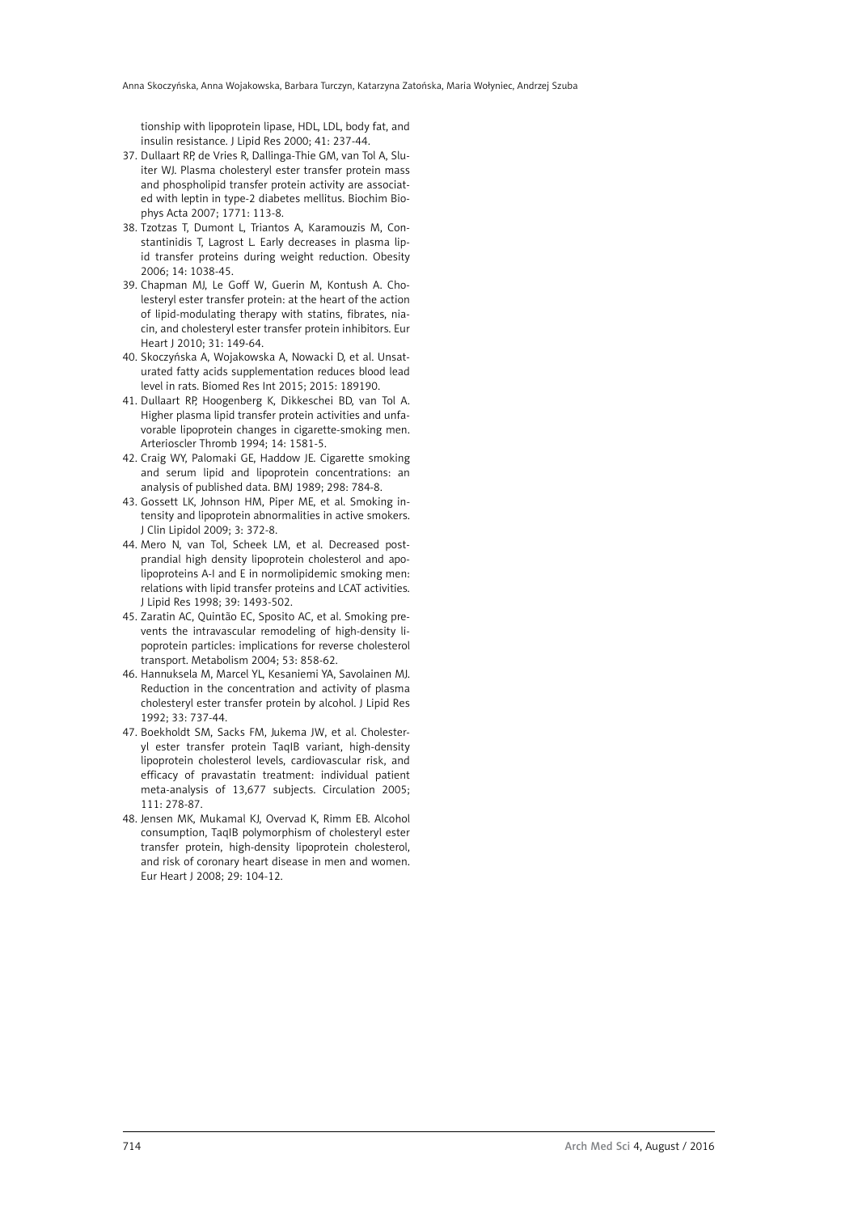tionship with lipoprotein lipase, HDL, LDL, body fat, and insulin resistance. J Lipid Res 2000; 41: 237-44.

37. Dullaart RP, de Vries R, Dallinga-Thie GM, van Tol A, Sluiter WJ. Plasma cholesteryl ester transfer protein mass and phospholipid transfer protein activity are associated with leptin in type-2 diabetes mellitus. Biochim Biophys Acta 2007; 1771: 113-8.
38. Tzotzas T, Dumont L, Triantos A, Karamouzis M, Constantinidis T, Lagrost L. Early decreases in plasma lipid transfer proteins during weight reduction. Obesity 2006; 14: 1038-45.
39. Chapman MJ, Le Goff W, Guerin M, Kontush A. Cholesteryl ester transfer protein: at the heart of the action of lipid-modulating therapy with statins, fibrates, niacin, and cholesteryl ester transfer protein inhibitors. Eur Heart J 2010; 31: 149-64.
40. Skoczyńska A, Wojakowska A, Nowacki D, et al. Unsaturated fatty acids supplementation reduces blood lead level in rats. Biomed Res Int 2015; 2015: 189190.
41. Dullaart RP, Hoogenberg K, Dikkeschei BD, van Tol A. Higher plasma lipid transfer protein activities and unfavorable lipoprotein changes in cigarette-smoking men. Arterioscler Thromb 1994; 14: 1581-5.
42. Craig WY, Palomaki GE, Haddow JE. Cigarette smoking and serum lipid and lipoprotein concentrations: an analysis of published data. BMJ 1989; 298: 784-8.
43. Gossett LK, Johnson HM, Piper ME, et al. Smoking intensity and lipoprotein abnormalities in active smokers. J Clin Lipidol 2009; 3: 372-8.
44. Mero N, van Tol, Scheek LM, et al. Decreased postprandial high density lipoprotein cholesterol and apolipoproteins A-I and E in normolipidemic smoking men: relations with lipid transfer proteins and LCAT activities. J Lipid Res 1998; 39: 1493-502.
45. Zaratin AC, Quintão EC, Sposito AC, et al. Smoking prevents the intravascular remodeling of high-density lipoprotein particles: implications for reverse cholesterol transport. Metabolism 2004; 53: 858-62.
46. Hannuksela M, Marcel YL, Kesaniemi YA, Savolainen MJ. Reduction in the concentration and activity of plasma cholesteryl ester transfer protein by alcohol. J Lipid Res 1992; 33: 737-44.
47. Boekholdt SM, Sacks FM, Jukema JW, et al. Cholesteryl ester transfer protein TaqIB variant, high-density lipoprotein cholesterol levels, cardiovascular risk, and efficacy of pravastatin treatment: individual patient meta-analysis of 13,677 subjects. Circulation 2005; 111: 278-87.
48. Jensen MK, Mukamal KJ, Overvad K, Rimm EB. Alcohol consumption, TaqIB polymorphism of cholesteryl ester transfer protein, high-density lipoprotein cholesterol, and risk of coronary heart disease in men and women. Eur Heart J 2008; 29: 104-12.